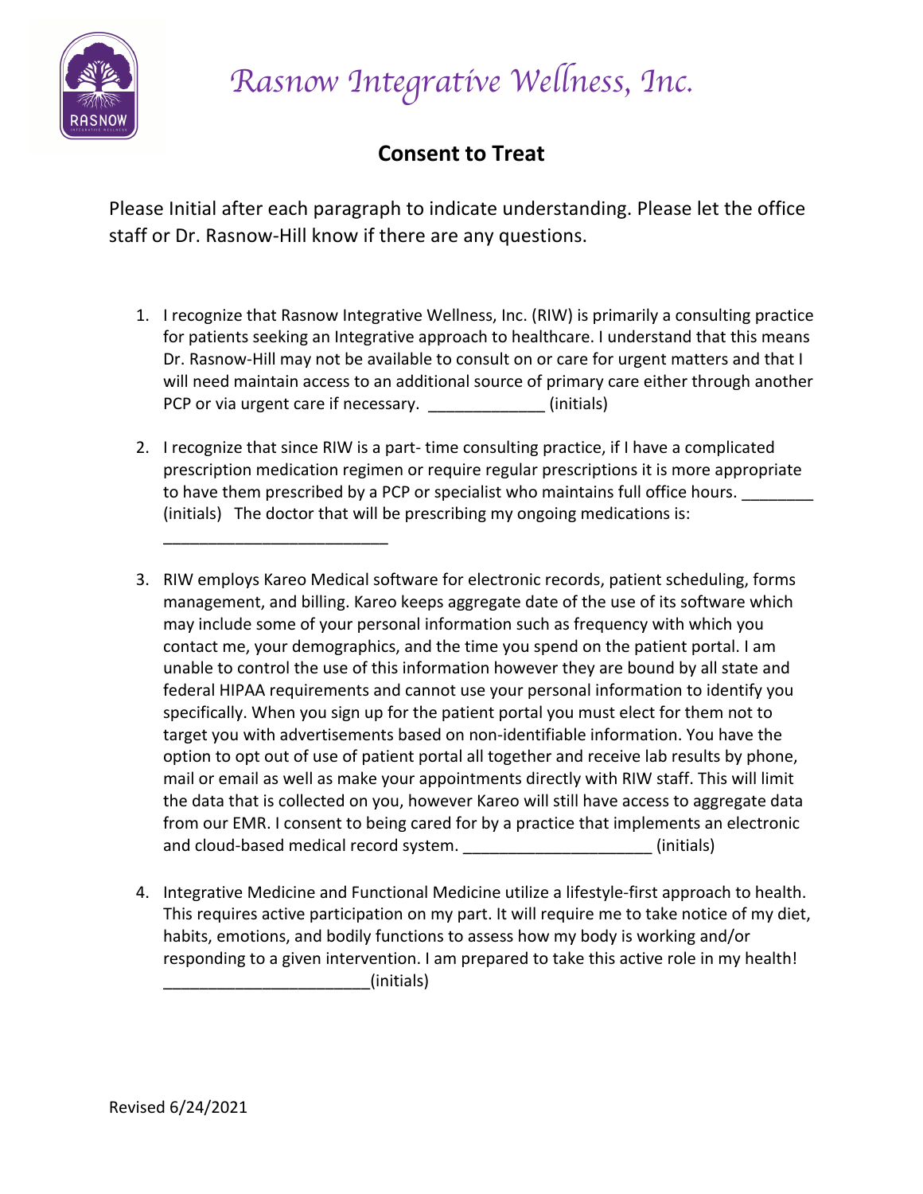# Rasnow Integrative Wellness, Inc.

## Consent to Treat

Please Initial after each paragraph to indicate understanding. Please let the office staff or Dr. Rasnow-Hill know if there are any questions.

1. I recognize that Rasnow Integrative Wellness, Inc. (RIW) is primarily a consulting practice for patients seeking an Integrative approach to healthcare. I understand that this means Dr. Rasnow-Hill may not be available to consult on or care for urgent matters and that I will need maintain access to an additional source of primary care either through another PCP or via urgent care if necessary. _____________ (initials)

2. I recognize that since RIW is a part- time consulting practice, if I have a complicated prescription medication regimen or require regular prescriptions it is more appropriate to have them prescribed by a PCP or specialist who maintains full office hours. ________ (initials) The doctor that will be prescribing my ongoing medications is: _________________________

3. RIW employs Kareo Medical software for electronic records, patient scheduling, forms management, and billing. Kareo keeps aggregate date of the use of its software which may include some of your personal information such as frequency with which you contact me, your demographics, and the time you spend on the patient portal. I am unable to control the use of this information however they are bound by all state and federal HIPAA requirements and cannot use your personal information to identify you specifically. When you sign up for the patient portal you must elect for them not to target you with advertisements based on non-identifiable information. You have the option to opt out of use of patient portal all together and receive lab results by phone, mail or email as well as make your appointments directly with RIW staff. This will limit the data that is collected on you, however Kareo will still have access to aggregate data from our EMR. I consent to being cared for by a practice that implements an electronic and cloud-based medical record system. _____________________ (initials)

4. Integrative Medicine and Functional Medicine utilize a lifestyle-first approach to health. This requires active participation on my part. It will require me to take notice of my diet, habits, emotions, and bodily functions to assess how my body is working and/or responding to a given intervention. I am prepared to take this active role in my health! _______________________(initials)

Revised 6/24/2021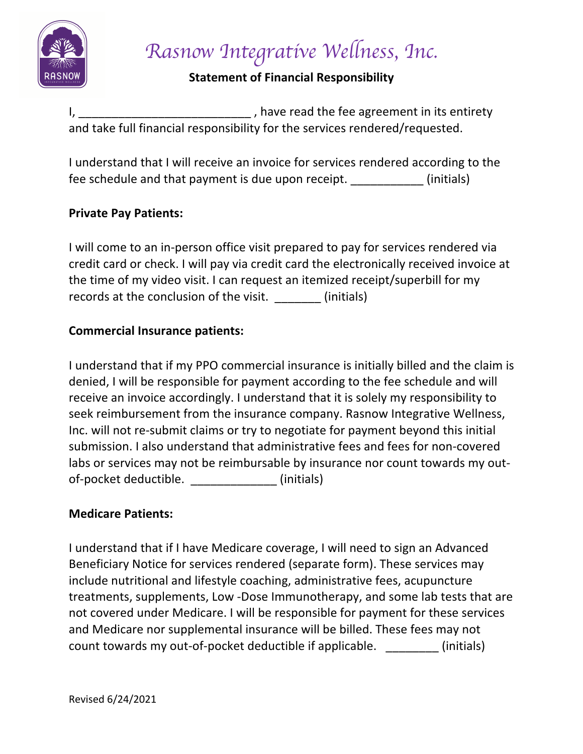# Rasnow Integrative Wellness, Inc.

**Statement of Financial Responsibility**

I, __________________________ , have read the fee agreement in its entirety and take full financial responsibility for the services rendered/requested.

I understand that I will receive an invoice for services rendered according to the fee schedule and that payment is due upon receipt. ___________ (initials)

**Private Pay Patients:**

I will come to an in-person office visit prepared to pay for services rendered via credit card or check. I will pay via credit card the electronically received invoice at the time of my video visit. I can request an itemized receipt/superbill for my records at the conclusion of the visit. _______ (initials)

**Commercial Insurance patients:**

I understand that if my PPO commercial insurance is initially billed and the claim is denied, I will be responsible for payment according to the fee schedule and will receive an invoice accordingly. I understand that it is solely my responsibility to seek reimbursement from the insurance company. Rasnow Integrative Wellness, Inc. will not re-submit claims or try to negotiate for payment beyond this initial submission. I also understand that administrative fees and fees for non-covered labs or services may not be reimbursable by insurance nor count towards my out-of-pocket deductible. _____________ (initials)

**Medicare Patients:**

I understand that if I have Medicare coverage, I will need to sign an Advanced Beneficiary Notice for services rendered (separate form). These services may include nutritional and lifestyle coaching, administrative fees, acupuncture treatments, supplements, Low -Dose Immunotherapy, and some lab tests that are not covered under Medicare. I will be responsible for payment for these services and Medicare nor supplemental insurance will be billed. These fees may not count towards my out-of-pocket deductible if applicable. ________ (initials)

Revised 6/24/2021